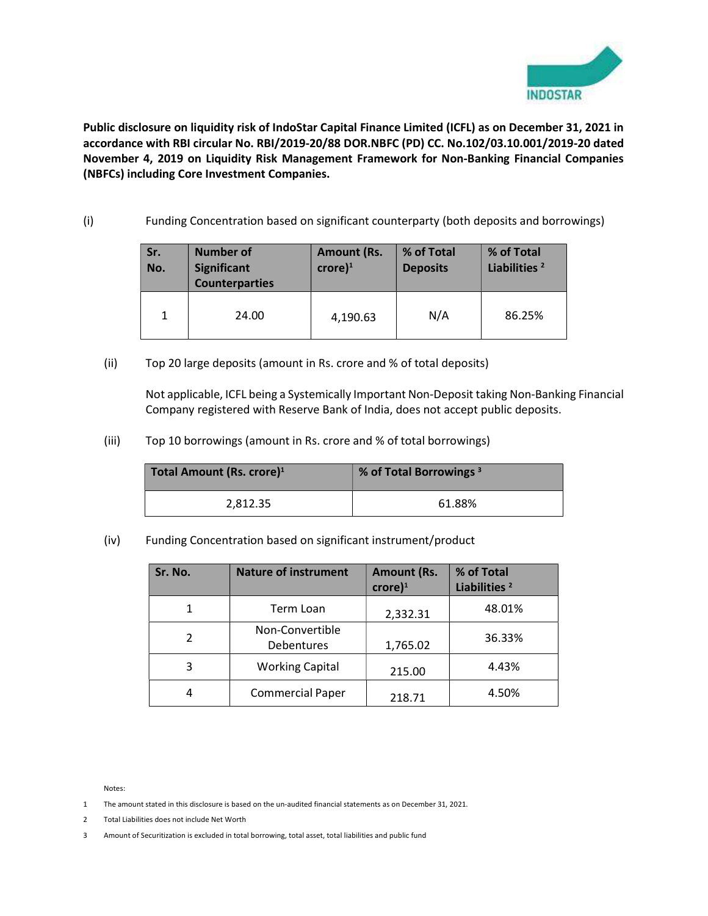**Public disclosure on liquidity risk of IndoStar Capital Finance Limited (ICFL) as on December 31, 2021 in accordance with RBI circular No. RBI/2019-20/88 DOR.NBFC (PD) CC. No.102/03.10.001/2019-20 dated November 4, 2019 on Liquidity Risk Management Framework for Non-Banking Financial Companies (NBFCs) including Core Investment Companies.**

(i) Funding Concentration based on significant counterparty (both deposits and borrowings)

| Sr. No. | Number of Significant Counterparties | Amount (Rs. crore)[1] | % of Total Deposits | % of Total Liabilities [2] |
|---|---|---|---|---|
| 1 | 24.00 | 4,190.63 | N/A | 86.25% |

(ii) Top 20 large deposits (amount in Rs. crore and % of total deposits)

Not applicable, ICFL being a Systemically Important Non-Deposit taking Non-Banking Financial Company registered with Reserve Bank of India, does not accept public deposits.

(iii) Top 10 borrowings (amount in Rs. crore and % of total borrowings)

| Total Amount (Rs. crore)[1] | % of Total Borrowings [3] |
|---|---|
| 2,812.35 | 61.88% |

(iv) Funding Concentration based on significant instrument/product

| Sr. No. | Nature of instrument | Amount (Rs. crore)[1] | % of Total Liabilities [2] |
|---|---|---|---|
| 1 | Term Loan | 2,332.31 | 48.01% |
| 2 | Non-Convertible Debentures | 1,765.02 | 36.33% |
| 3 | Working Capital | 215.00 | 4.43% |
| 4 | Commercial Paper | 218.71 | 4.50% |

Notes:

1 The amount stated in this disclosure is based on the un-audited financial statements as on December 31, 2021.

2 Total Liabilities does not include Net Worth

3 Amount of Securitization is excluded in total borrowing, total asset, total liabilities and public fund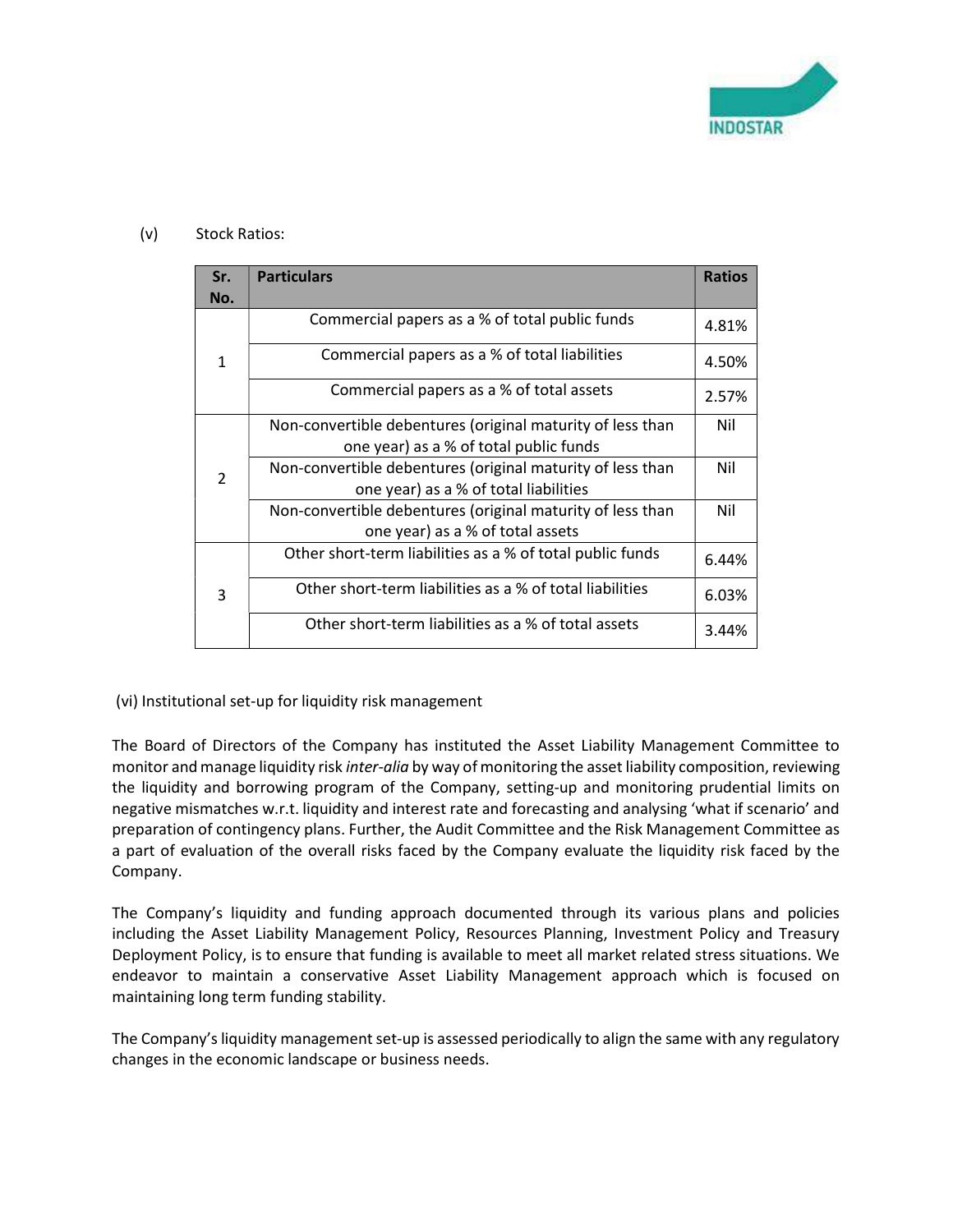(v) Stock Ratios:

| Sr. No. | Particulars | Ratios |
|---|---|---|
| 1 | Commercial papers as a % of total public funds | 4.81% |
| | Commercial papers as a % of total liabilities | 4.50% |
| | Commercial papers as a % of total assets | 2.57% |
| 2 | Non-convertible debentures (original maturity of less than one year) as a % of total public funds | Nil |
| | Non-convertible debentures (original maturity of less than one year) as a % of total liabilities | Nil |
| | Non-convertible debentures (original maturity of less than one year) as a % of total assets | Nil |
| 3 | Other short-term liabilities as a % of total public funds | 6.44% |
| | Other short-term liabilities as a % of total liabilities | 6.03% |
| | Other short-term liabilities as a % of total assets | 3.44% |

(vi) Institutional set-up for liquidity risk management

The Board of Directors of the Company has instituted the Asset Liability Management Committee to monitor and manage liquidity risk *inter-alia* by way of monitoring the asset liability composition, reviewing the liquidity and borrowing program of the Company, setting-up and monitoring prudential limits on negative mismatches w.r.t. liquidity and interest rate and forecasting and analysing 'what if scenario' and preparation of contingency plans. Further, the Audit Committee and the Risk Management Committee as a part of evaluation of the overall risks faced by the Company evaluate the liquidity risk faced by the Company.

The Company's liquidity and funding approach documented through its various plans and policies including the Asset Liability Management Policy, Resources Planning, Investment Policy and Treasury Deployment Policy, is to ensure that funding is available to meet all market related stress situations. We endeavor to maintain a conservative Asset Liability Management approach which is focused on maintaining long term funding stability.

The Company's liquidity management set-up is assessed periodically to align the same with any regulatory changes in the economic landscape or business needs.